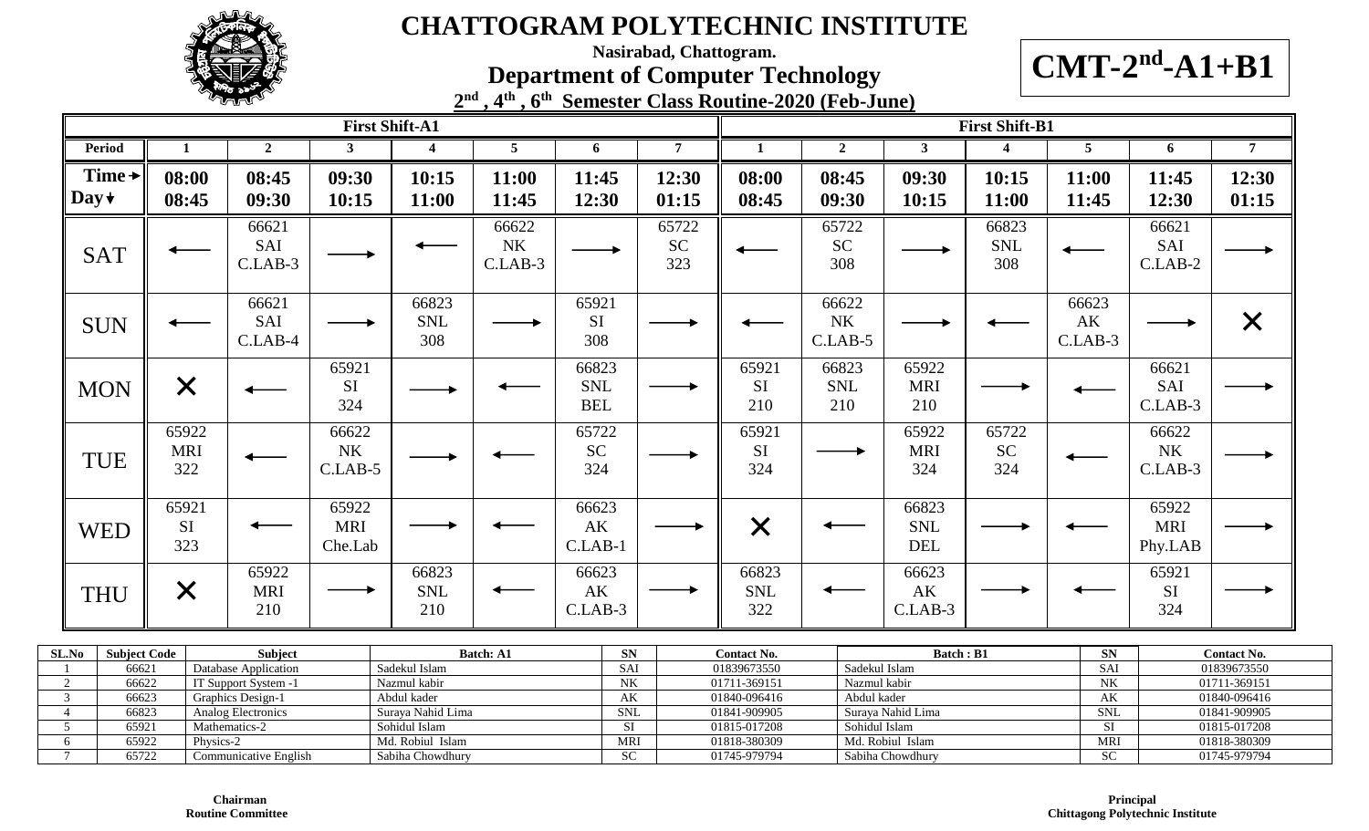# CHATTOGRAM POLYTECHNIC INSTITUTE

**Nasirabad, Chattogram.**

## Department of Computer Technology

**CMT-2nd-A1+B1**

**2nd , 4th , 6th Semester Class Routine-2020 (Feb-June)**

| | First Shift-A1 | | | | | | | First Shift-B1 | | | | | | |
|---|---|---|---|---|---|---|---|---|---|---|---|---|---|---|
| **Period** | **1** | **2** | **3** | **4** | **5** | **6** | **7** | **1** | **2** | **3** | **4** | **5** | **6** | **7** |
| **Time → Day ↓** | **08:00 08:45** | **08:45 09:30** | **09:30 10:15** | **10:15 11:00** | **11:00 11:45** | **11:45 12:30** | **12:30 01:15** | **08:00 08:45** | **08:45 09:30** | **09:30 10:15** | **10:15 11:00** | **11:00 11:45** | **11:45 12:30** | **12:30 01:15** |
| SAT | ← | 66621 SAI C.LAB-3 | → | ← | 66622 NK C.LAB-3 | → | 65722 SC 323 | ← | 65722 SC 308 | → | 66823 SNL 308 | ← | 66621 SAI C.LAB-2 | → |
| SUN | ← | 66621 SAI C.LAB-4 | → | 66823 SNL 308 | → | 65921 SI 308 | → | ← | 66622 NK C.LAB-5 | → | ← | 66623 AK C.LAB-3 | → | ✕ |
| MON | ✕ | ← | 65921 SI 324 | → | ← | 66823 SNL BEL | → | 65921 SI 210 | 66823 SNL 210 | 65922 MRI 210 | → | ← | 66621 SAI C.LAB-3 | → |
| TUE | 65922 MRI 322 | ← | 66622 NK C.LAB-5 | → | ← | 65722 SC 324 | → | 65921 SI 324 | → | 65922 MRI 324 | 65722 SC 324 | ← | 66622 NK C.LAB-3 | → |
| WED | 65921 SI 323 | ← | 65922 MRI Che.Lab | → | ← | 66623 AK C.LAB-1 | → | ✕ | ← | 66823 SNL DEL | → | ← | 65922 MRI Phy.LAB | → |
| THU | ✕ | 65922 MRI 210 | → | 66823 SNL 210 | ← | 66623 AK C.LAB-3 | → | 66823 SNL 322 | ← | 66623 AK C.LAB-3 | → | ← | 65921 SI 324 | → |

| SL.No | Subject Code | Subject | Batch: A1 | SN | Contact No. | Batch : B1 | SN | Contact No. |
|---|---|---|---|---|---|---|---|---|
| 1 | 66621 | Database Application | Sadekul Islam | SAI | 01839673550 | Sadekul Islam | SAI | 01839673550 |
| 2 | 66622 | IT Support System -1 | Nazmul kabir | NK | 01711-369151 | Nazmul kabir | NK | 01711-369151 |
| 3 | 66623 | Graphics Design-1 | Abdul kader | AK | 01840-096416 | Abdul kader | AK | 01840-096416 |
| 4 | 66823 | Analog Electronics | Suraya Nahid Lima | SNL | 01841-909905 | Suraya Nahid Lima | SNL | 01841-909905 |
| 5 | 65921 | Mathematics-2 | Sohidul Islam | SI | 01815-017208 | Sohidul Islam | SI | 01815-017208 |
| 6 | 65922 | Physics-2 | Md. Robiul Islam | MRI | 01818-380309 | Md. Robiul Islam | MRI | 01818-380309 |
| 7 | 65722 | Communicative English | Sabiha Chowdhury | SC | 01745-979794 | Sabiha Chowdhury | SC | 01745-979794 |

**Chairman**
**Routine Committee**

**Principal**
**Chittagong Polytechnic Institute**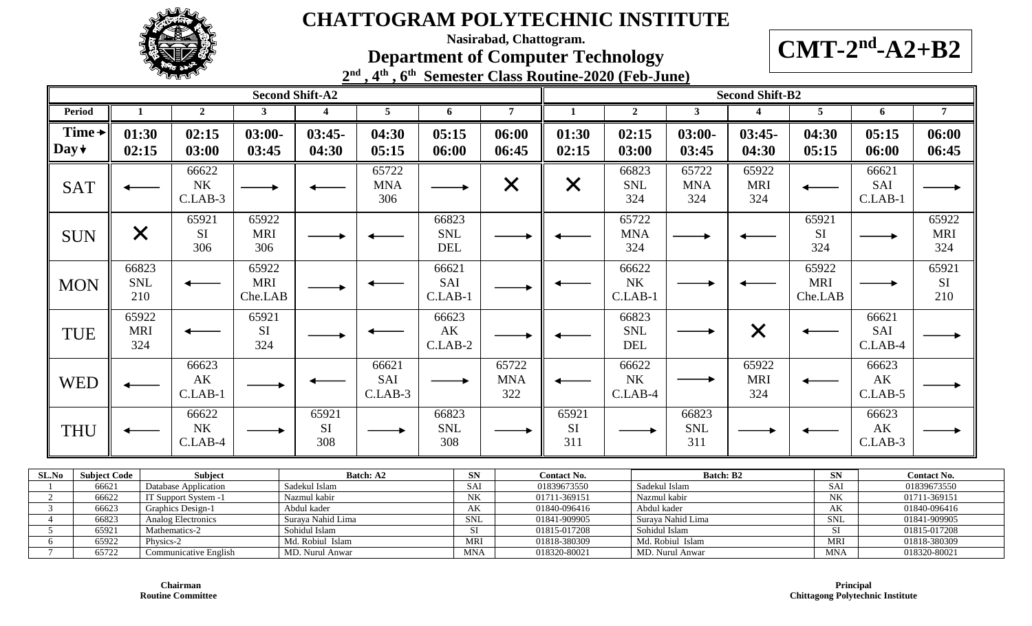# CHATTOGRAM POLYTECHNIC INSTITUTE

**Nasirabad, Chattogram.**

## Department of Computer Technology

**2nd , 4th , 6th Semester Class Routine-2020 (Feb-June)**

**CMT-2nd-A2+B2**

| | Second Shift-A2 | | | | | | | Second Shift-B2 | | | | | | |
|---|---|---|---|---|---|---|---|---|---|---|---|---|---|---|
| **Period** | **1** | **2** | **3** | **4** | **5** | **6** | **7** | **1** | **2** | **3** | **4** | **5** | **6** | **7** |
| **Time → Day ↓** | **01:30 02:15** | **02:15 03:00** | **03:00- 03:45** | **03:45- 04:30** | **04:30 05:15** | **05:15 06:00** | **06:00 06:45** | **01:30 02:15** | **02:15 03:00** | **03:00- 03:45** | **03:45- 04:30** | **04:30 05:15** | **05:15 06:00** | **06:00 06:45** |
| SAT | ← | 66622 NK C.LAB-3 | → | ← | 65722 MNA 306 | → | ✕ | ✕ | 66823 SNL 324 | 65722 MNA 324 | 65922 MRI 324 | ← | 66621 SAI C.LAB-1 | → |
| SUN | ✕ | 65921 SI 306 | 65922 MRI 306 | → | ← | 66823 SNL DEL | → | ← | 65722 MNA 324 | → | ← | 65921 SI 324 | → | 65922 MRI 324 |
| MON | 66823 SNL 210 | ← | 65922 MRI Che.LAB | → | ← | 66621 SAI C.LAB-1 | → | ← | 66622 NK C.LAB-1 | → | ← | 65922 MRI Che.LAB | → | 65921 SI 210 |
| TUE | 65922 MRI 324 | ← | 65921 SI 324 | → | ← | 66623 AK C.LAB-2 | → | ← | 66823 SNL DEL | → | ✕ | ← | 66621 SAI C.LAB-4 | → |
| WED | ← | 66623 AK C.LAB-1 | → | ← | 66621 SAI C.LAB-3 | → | 65722 MNA 322 | ← | 66622 NK C.LAB-4 | → | 65922 MRI 324 | ← | 66623 AK C.LAB-5 | → |
| THU | ← | 66622 NK C.LAB-4 | → | 65921 SI 308 | → | 66823 SNL 308 | → | 65921 SI 311 | → | 66823 SNL 311 | → | ← | 66623 AK C.LAB-3 | → |

| SL.No | Subject Code | Subject | Batch: A2 | SN | Contact No. | Batch: B2 | SN | Contact No. |
|---|---|---|---|---|---|---|---|---|
| 1 | 66621 | Database Application | Sadekul Islam | SAI | 01839673550 | Sadekul Islam | SAI | 01839673550 |
| 2 | 66622 | IT Support System -1 | Nazmul kabir | NK | 01711-369151 | Nazmul kabir | NK | 01711-369151 |
| 3 | 66623 | Graphics Design-1 | Abdul kader | AK | 01840-096416 | Abdul kader | AK | 01840-096416 |
| 4 | 66823 | Analog Electronics | Suraya Nahid Lima | SNL | 01841-909905 | Suraya Nahid Lima | SNL | 01841-909905 |
| 5 | 65921 | Mathematics-2 | Sohidul Islam | SI | 01815-017208 | Sohidul Islam | SI | 01815-017208 |
| 6 | 65922 | Physics-2 | Md. Robiul Islam | MRI | 01818-380309 | Md. Robiul Islam | MRI | 01818-380309 |
| 7 | 65722 | Communicative English | MD. Nurul Anwar | MNA | 018320-80021 | MD. Nurul Anwar | MNA | 018320-80021 |

**Chairman**
**Routine Committee**

**Principal**
**Chittagong Polytechnic Institute**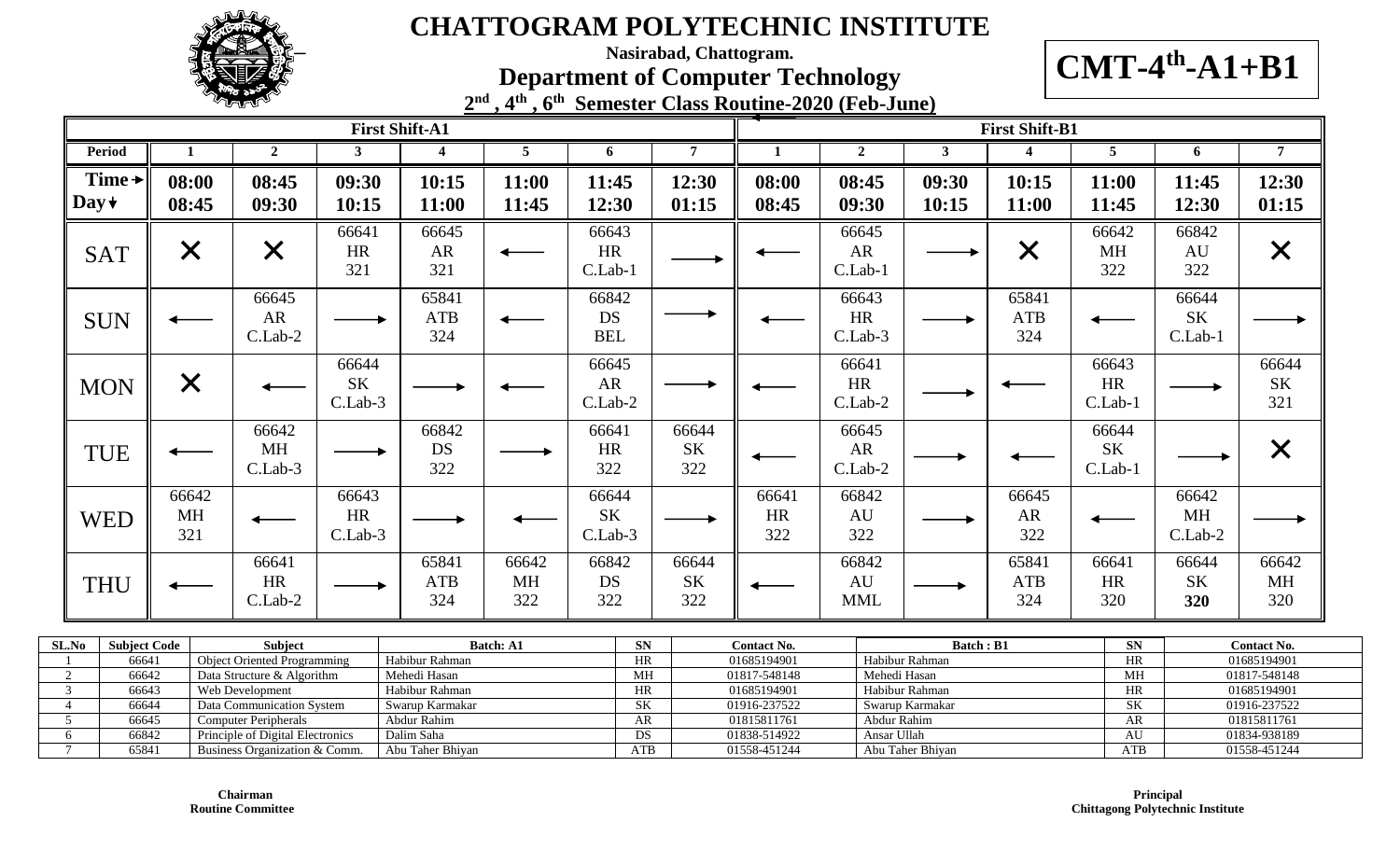# CHATTOGRAM POLYTECHNIC INSTITUTE

Nasirabad, Chattogram.

## Department of Computer Technology

**2nd , 4th , 6th Semester Class Routine-2020 (Feb-June)**

**CMT-4th-A1+B1**

| | First Shift-A1 | | | | | | | First Shift-B1 | | | | | | |
|---|---|---|---|---|---|---|---|---|---|---|---|---|---|---|
| **Period** | **1** | **2** | **3** | **4** | **5** | **6** | **7** | **1** | **2** | **3** | **4** | **5** | **6** | **7** |
| **Time → Day ↓** | **08:00 08:45** | **08:45 09:30** | **09:30 10:15** | **10:15 11:00** | **11:00 11:45** | **11:45 12:30** | **12:30 01:15** | **08:00 08:45** | **08:45 09:30** | **09:30 10:15** | **10:15 11:00** | **11:00 11:45** | **11:45 12:30** | **12:30 01:15** |
| SAT | ✕ | ✕ | 66641 HR 321 | 66645 AR 321 | ⟵ | 66643 HR C.Lab-1 | ⟶ | ⟵ | 66645 AR C.Lab-1 | ⟶ | ✕ | 66642 MH 322 | 66842 AU 322 | ✕ |
| SUN | ⟵ | 66645 AR C.Lab-2 | ⟶ | 65841 ATB 324 | ⟵ | 66842 DS BEL | ⟶ | ⟵ | 66643 HR C.Lab-3 | ⟶ | 65841 ATB 324 | ⟵ | 66644 SK C.Lab-1 | ⟶ |
| MON | ✕ | ⟵ | 66644 SK C.Lab-3 | ⟶ | ⟵ | 66645 AR C.Lab-2 | ⟶ | ⟵ | 66641 HR C.Lab-2 | ⟶ | ⟵ | 66643 HR C.Lab-1 | ⟶ | 66644 SK 321 |
| TUE | ⟵ | 66642 MH C.Lab-3 | ⟶ | 66842 DS 322 | ⟶ | 66641 HR 322 | 66644 SK 322 | ⟵ | 66645 AR C.Lab-2 | ⟶ | ⟵ | 66644 SK C.Lab-1 | ⟶ | ✕ |
| WED | 66642 MH 321 | ⟵ | 66643 HR C.Lab-3 | ⟶ | ⟵ | 66644 SK C.Lab-3 | ⟶ | 66641 HR 322 | 66842 AU 322 | ⟶ | 66645 AR 322 | ⟵ | 66642 MH C.Lab-2 | ⟶ |
| THU | ⟵ | 66641 HR C.Lab-2 | ⟶ | 65841 ATB 324 | 66642 MH 322 | 66842 DS 322 | 66644 SK 322 | ⟵ | 66842 AU MML | ⟶ | 65841 ATB 324 | 66641 HR 320 | 66644 SK **320** | 66642 MH 320 |

| SL.No | Subject Code | Subject | Batch: A1 | SN | Contact No. | Batch : B1 | SN | Contact No. |
|---|---|---|---|---|---|---|---|---|
| 1 | 66641 | Object Oriented Programming | Habibur Rahman | HR | 01685194901 | Habibur Rahman | HR | 01685194901 |
| 2 | 66642 | Data Structure & Algorithm | Mehedi Hasan | MH | 01817-548148 | Mehedi Hasan | MH | 01817-548148 |
| 3 | 66643 | Web Development | Habibur Rahman | HR | 01685194901 | Habibur Rahman | HR | 01685194901 |
| 4 | 66644 | Data Communication System | Swarup Karmakar | SK | 01916-237522 | Swarup Karmakar | SK | 01916-237522 |
| 5 | 66645 | Computer Peripherals | Abdur Rahim | AR | 01815811761 | Abdur Rahim | AR | 01815811761 |
| 6 | 66842 | Principle of Digital Electronics | Dalim Saha | DS | 01838-514922 | Ansar Ullah | AU | 01834-938189 |
| 7 | 65841 | Business Organization & Comm. | Abu Taher Bhiyan | ATB | 01558-451244 | Abu Taher Bhiyan | ATB | 01558-451244 |

**Chairman**
**Routine Committee**

**Principal**
**Chittagong Polytechnic Institute**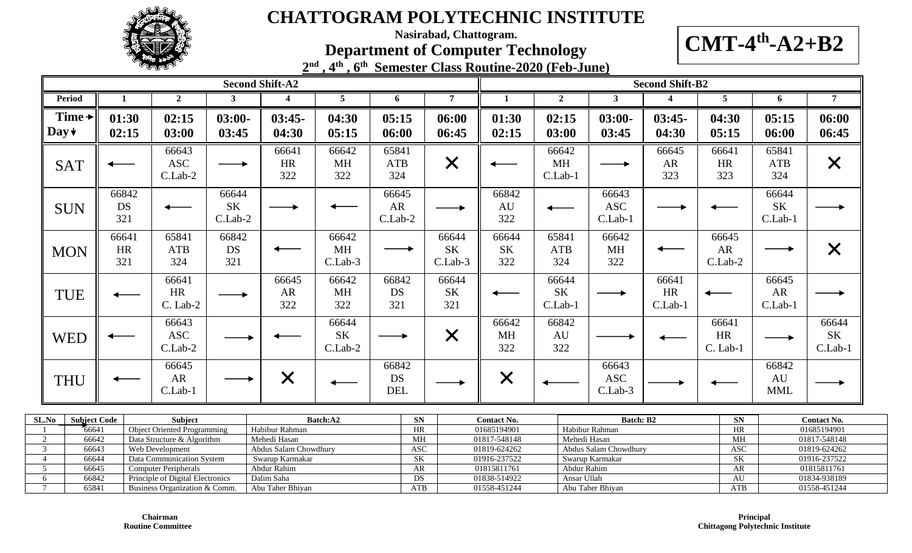# CHATTOGRAM POLYTECHNIC INSTITUTE

**Nasirabad, Chattogram.**

## Department of Computer Technology

**2nd , 4th , 6th Semester Class Routine-2020 (Feb-June)**

# CMT-4th-A2+B2

| | Second Shift-A2 | | | | | | | Second Shift-B2 | | | | | | |
|---|---|---|---|---|---|---|---|---|---|---|---|---|---|---|
| **Period** | **1** | **2** | **3** | **4** | **5** | **6** | **7** | **1** | **2** | **3** | **4** | **5** | **6** | **7** |
| **Time → Day ↓** | **01:30 02:15** | **02:15 03:00** | **03:00- 03:45** | **03:45- 04:30** | **04:30 05:15** | **05:15 06:00** | **06:00 06:45** | **01:30 02:15** | **02:15 03:00** | **03:00- 03:45** | **03:45- 04:30** | **04:30 05:15** | **05:15 06:00** | **06:00 06:45** |
| SAT | ← | 66643 ASC C.Lab-2 | → | 66641 HR 322 | 66642 MH 322 | 65841 ATB 324 | ✕ | ← | 66642 MH C.Lab-1 | → | 66645 AR 323 | 66641 HR 323 | 65841 ATB 324 | ✕ |
| SUN | 66842 DS 321 | ← | 66644 SK C.Lab-2 | → | ← | 66645 AR C.Lab-2 | → | 66842 AU 322 | ← | 66643 ASC C.Lab-1 | → | ← | 66644 SK C.Lab-1 | → |
| MON | 66641 HR 321 | 65841 ATB 324 | 66842 DS 321 | ← | 66642 MH C.Lab-3 | → | 66644 SK C.Lab-3 | 66644 SK 322 | 65841 ATB 324 | 66642 MH 322 | ← | 66645 AR C.Lab-2 | → | ✕ |
| TUE | ← | 66641 HR C. Lab-2 | → | 66645 AR 322 | 66642 MH 322 | 66842 DS 321 | 66644 SK 321 | ← | 66644 SK C.Lab-1 | → | 66641 HR C.Lab-1 | ← | 66645 AR C.Lab-1 | → |
| WED | ← | 66643 ASC C.Lab-2 | → | ← | 66644 SK C.Lab-2 | → | ✕ | 66642 MH 322 | 66842 AU 322 | → | ← | 66641 HR C. Lab-1 | → | 66644 SK C.Lab-1 |
| THU | ← | 66645 AR C.Lab-1 | → | ✕ | ← | 66842 DS DEL | → | ✕ | ← | 66643 ASC C.Lab-3 | → | ← | 66842 AU MML | → |

| SL.No | Subject Code | Subject | Batch:A2 | SN | Contact No. | Batch: B2 | SN | Contact No. |
|---|---|---|---|---|---|---|---|---|
| 1 | 66641 | Object Oriented Programming | Habibur Rahman | HR | 01685194901 | Habibur Rahman | HR | 01685194901 |
| 2 | 66642 | Data Structure & Algorithm | Mehedi Hasan | MH | 01817-548148 | Mehedi Hasan | MH | 01817-548148 |
| 3 | 66643 | Web Development | Abdus Salam Chowdhury | ASC | 01819-624262 | Abdus Salam Chowdhury | ASC | 01819-624262 |
| 4 | 66644 | Data Communication System | Swarup Karmakar | SK | 01916-237522 | Swarup Karmakar | SK | 01916-237522 |
| 5 | 66645 | Computer Peripherals | Abdur Rahim | AR | 01815811761 | Abdur Rahim | AR | 01815811761 |
| 6 | 66842 | Principle of Digital Electronics | Dalim Saha | DS | 01838-514922 | Ansar Ullah | AU | 01834-938189 |
| 7 | 65841 | Business Organization & Comm. | Abu Taher Bhiyan | ATB | 01558-451244 | Abu Taher Bhiyan | ATB | 01558-451244 |

**Chairman**
**Routine Committee**

**Principal**
**Chittagong Polytechnic Institute**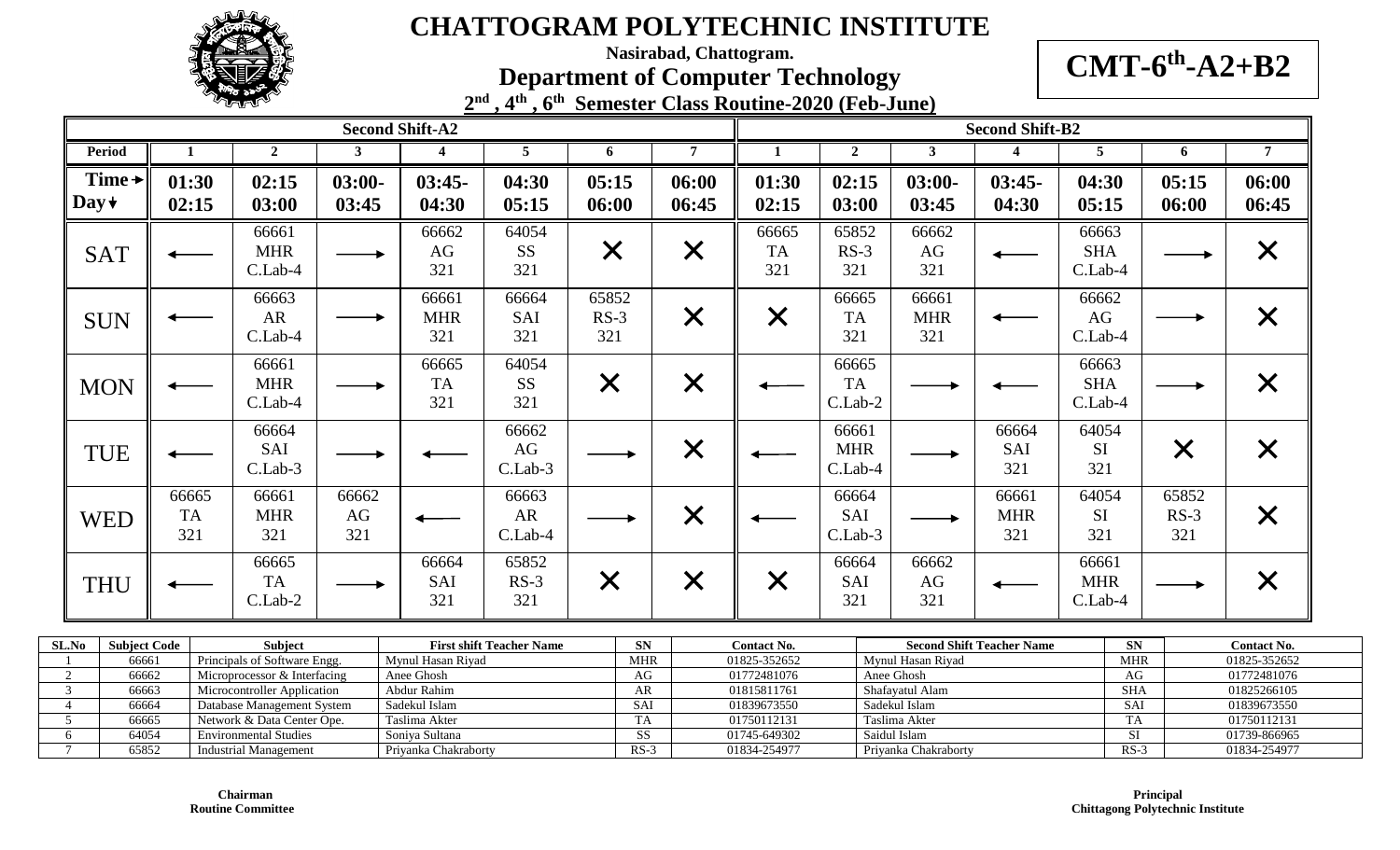# CHATTOGRAM POLYTECHNIC INSTITUTE

**Nasirabad, Chattogram.**

## Department of Computer Technology

**2nd , 4th , 6th Semester Class Routine-2020 (Feb-June)**

**CMT-6th-A2+B2**

| | Second Shift-A2 | | | | | | | Second Shift-B2 | | | | | | |
|---|---|---|---|---|---|---|---|---|---|---|---|---|---|---|
| **Period** | **1** | **2** | **3** | **4** | **5** | **6** | **7** | **1** | **2** | **3** | **4** | **5** | **6** | **7** |
| **Time → Day ↓** | **01:30 02:15** | **02:15 03:00** | **03:00- 03:45** | **03:45- 04:30** | **04:30 05:15** | **05:15 06:00** | **06:00 06:45** | **01:30 02:15** | **02:15 03:00** | **03:00- 03:45** | **03:45- 04:30** | **04:30 05:15** | **05:15 06:00** | **06:00 06:45** |
| SAT | ← | 66661 MHR C.Lab-4 | → | 66662 AG 321 | 64054 SS 321 | ✕ | ✕ | 66665 TA 321 | 65852 RS-3 321 | 66662 AG 321 | ← | 66663 SHA C.Lab-4 | → | ✕ |
| SUN | ← | 66663 AR C.Lab-4 | → | 66661 MHR 321 | 66664 SAI 321 | 65852 RS-3 321 | ✕ | ✕ | 66665 TA 321 | 66661 MHR 321 | ← | 66662 AG C.Lab-4 | → | ✕ |
| MON | ← | 66661 MHR C.Lab-4 | → | 66665 TA 321 | 64054 SS 321 | ✕ | ✕ | ← | 66665 TA C.Lab-2 | → | ← | 66663 SHA C.Lab-4 | → | ✕ |
| TUE | ← | 66664 SAI C.Lab-3 | → | ← | 66662 AG C.Lab-3 | → | ✕ | ← | 66661 MHR C.Lab-4 | → | 66664 SAI 321 | 64054 SI 321 | ✕ | ✕ |
| WED | 66665 TA 321 | 66661 MHR 321 | 66662 AG 321 | ← | 66663 AR C.Lab-4 | → | ✕ | ← | 66664 SAI C.Lab-3 | → | 66661 MHR 321 | 64054 SI 321 | 65852 RS-3 321 | ✕ |
| THU | ← | 66665 TA C.Lab-2 | → | 66664 SAI 321 | 65852 RS-3 321 | ✕ | ✕ | ✕ | 66664 SAI 321 | 66662 AG 321 | ← | 66661 MHR C.Lab-4 | → | ✕ |

| SL.No | Subject Code | Subject | First shift Teacher Name | SN | Contact No. | Second Shift Teacher Name | SN | Contact No. |
|---|---|---|---|---|---|---|---|---|
| 1 | 66661 | Principals of Software Engg. | Mynul Hasan Riyad | MHR | 01825-352652 | Mynul Hasan Riyad | MHR | 01825-352652 |
| 2 | 66662 | Microprocessor & Interfacing | Anee Ghosh | AG | 01772481076 | Anee Ghosh | AG | 01772481076 |
| 3 | 66663 | Microcontroller Application | Abdur Rahim | AR | 01815811761 | Shafayatul Alam | SHA | 01825266105 |
| 4 | 66664 | Database Management System | Sadekul Islam | SAI | 01839673550 | Sadekul Islam | SAI | 01839673550 |
| 5 | 66665 | Network & Data Center Ope. | Taslima Akter | TA | 01750112131 | Taslima Akter | TA | 01750112131 |
| 6 | 64054 | Environmental Studies | Soniya Sultana | SS | 01745-649302 | Saidul Islam | SI | 01739-866965 |
| 7 | 65852 | Industrial Management | Priyanka Chakraborty | RS-3 | 01834-254977 | Priyanka Chakraborty | RS-3 | 01834-254977 |

**Chairman**
**Routine Committee**

**Principal**
**Chittagong Polytechnic Institute**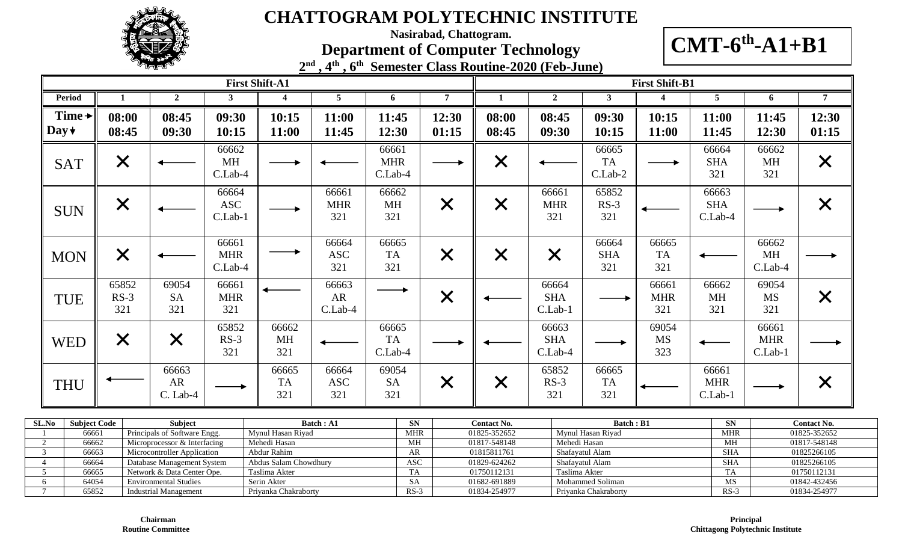# CHATTOGRAM POLYTECHNIC INSTITUTE

**Nasirabad, Chattogram.**

## Department of Computer Technology

**2nd , 4th , 6th Semester Class Routine-2020 (Feb-June)**

**CMT-6th-A1+B1**

| | First Shift-A1 | | | | | | | First Shift-B1 | | | | | | |
|---|---|---|---|---|---|---|---|---|---|---|---|---|---|---|
| **Period** | 1 | 2 | 3 | 4 | 5 | 6 | 7 | 1 | 2 | 3 | 4 | 5 | 6 | 7 |
| **Time → Day ↓** | 08:00 08:45 | 08:45 09:30 | 09:30 10:15 | 10:15 11:00 | 11:00 11:45 | 11:45 12:30 | 12:30 01:15 | 08:00 08:45 | 08:45 09:30 | 09:30 10:15 | 10:15 11:00 | 11:00 11:45 | 11:45 12:30 | 12:30 01:15 |
| **SAT** | ✕ | ← | 66662 MH C.Lab-4 | → | ← | 66661 MHR C.Lab-4 | → | ✕ | ← | 66665 TA C.Lab-2 | → | 66664 SHA 321 | 66662 MH 321 | ✕ |
| **SUN** | ✕ | ← | 66664 ASC C.Lab-1 | → | 66661 MHR 321 | 66662 MH 321 | ✕ | ✕ | 66661 MHR 321 | 65852 RS-3 321 | ← | 66663 SHA C.Lab-4 | → | ✕ |
| **MON** | ✕ | ← | 66661 MHR C.Lab-4 | → | 66664 ASC 321 | 66665 TA 321 | ✕ | ✕ | ✕ | 66664 SHA 321 | 66665 TA 321 | ← | 66662 MH C.Lab-4 | → |
| **TUE** | 65852 RS-3 321 | 69054 SA 321 | 66661 MHR 321 | ← | 66663 AR C.Lab-4 | → | ✕ | ← | 66664 SHA C.Lab-1 | → | 66661 MHR 321 | 66662 MH 321 | 69054 MS 321 | ✕ |
| **WED** | ✕ | ✕ | 65852 RS-3 321 | 66662 MH 321 | ← | 66665 TA C.Lab-4 | → | ← | 66663 SHA C.Lab-4 | → | 69054 MS 323 | ← | 66661 MHR C.Lab-1 | → |
| **THU** | ← | 66663 AR C. Lab-4 | → | 66665 TA 321 | 66664 ASC 321 | 69054 SA 321 | ✕ | ✕ | 65852 RS-3 321 | 66665 TA 321 | ← | 66661 MHR C.Lab-1 | → | ✕ |

| SL.No | Subject Code | Subject | Batch : A1 | SN | Contact No. | Batch : B1 | SN | Contact No. |
|---|---|---|---|---|---|---|---|---|
| 1 | 66661 | Principals of Software Engg. | Mynul Hasan Riyad | MHR | 01825-352652 | Mynul Hasan Riyad | MHR | 01825-352652 |
| 2 | 66662 | Microprocessor & Interfacing | Mehedi Hasan | MH | 01817-548148 | Mehedi Hasan | MH | 01817-548148 |
| 3 | 66663 | Microcontroller Application | Abdur Rahim | AR | 01815811761 | Shafayatul Alam | SHA | 01825266105 |
| 4 | 66664 | Database Management System | Abdus Salam Chowdhury | ASC | 01829-624262 | Shafayatul Alam | SHA | 01825266105 |
| 5 | 66665 | Network & Data Center Ope. | Taslima Akter | TA | 01750112131 | Taslima Akter | TA | 01750112131 |
| 6 | 64054 | Environmental Studies | Serin Akter | SA | 01682-691889 | Mohammed Soliman | MS | 01842-432456 |
| 7 | 65852 | Industrial Management | Priyanka Chakraborty | RS-3 | 01834-254977 | Priyanka Chakraborty | RS-3 | 01834-254977 |

**Chairman**
**Routine Committee**

**Principal**
**Chittagong Polytechnic Institute**